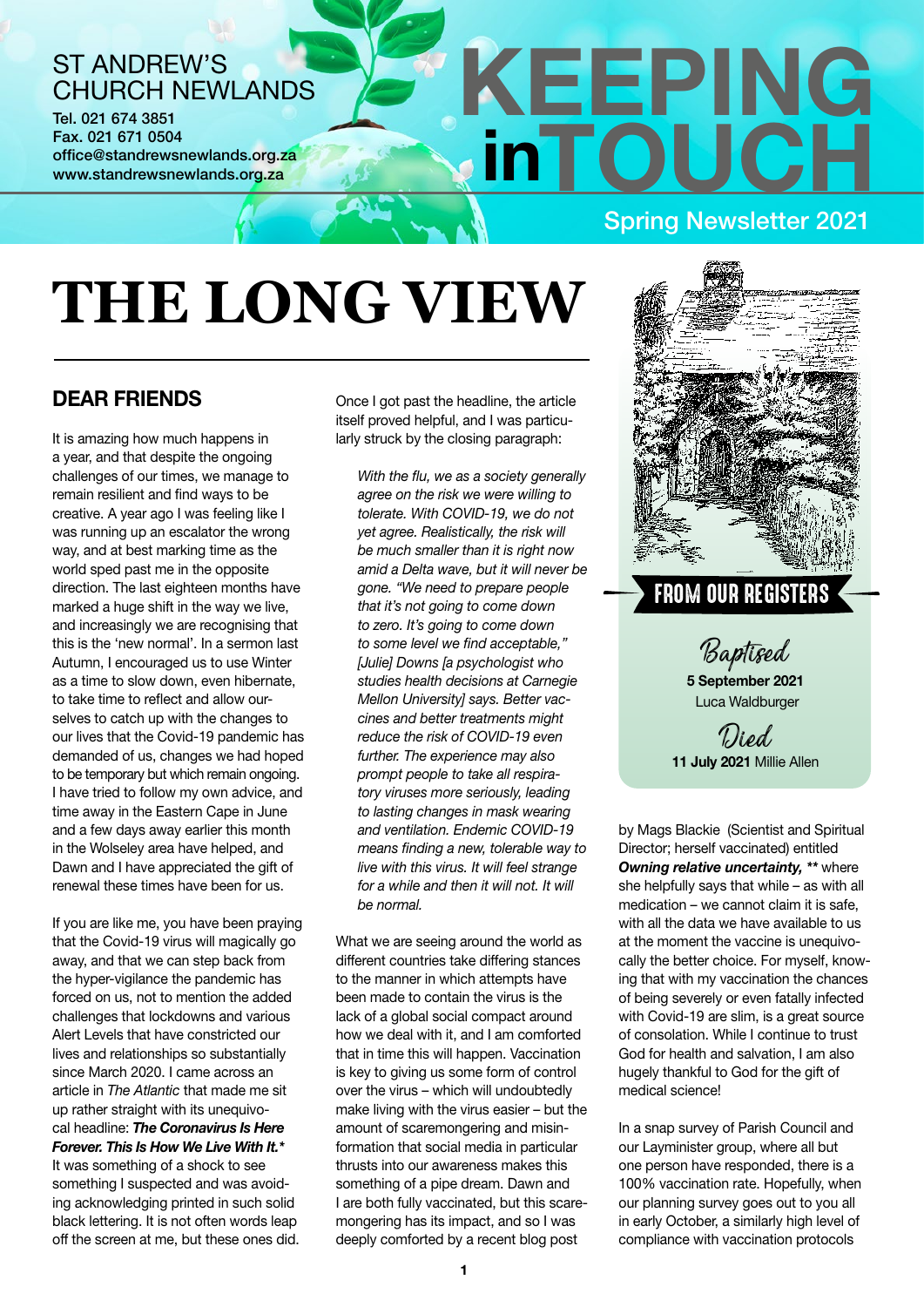ST ANDREW'S CHURCH NEWLANDS

Tel. 021 674 3851
Fax. 021 671 0504
office@standrewsnewlands.org.za
www.standrewsnewlands.org.za

# KEEPING in TOUCH

Spring Newsletter 2021

# THE LONG VIEW

## DEAR FRIENDS

It is amazing how much happens in a year, and that despite the ongoing challenges of our times, we manage to remain resilient and find ways to be creative. A year ago I was feeling like I was running up an escalator the wrong way, and at best marking time as the world sped past me in the opposite direction. The last eighteen months have marked a huge shift in the way we live, and increasingly we are recognising that this is the 'new normal'. In a sermon last Autumn, I encouraged us to use Winter as a time to slow down, even hibernate, to take time to reflect and allow ourselves to catch up with the changes to our lives that the Covid-19 pandemic has demanded of us, changes we had hoped to be temporary but which remain ongoing. I have tried to follow my own advice, and time away in the Eastern Cape in June and a few days away earlier this month in the Wolseley area have helped, and Dawn and I have appreciated the gift of renewal these times have been for us.

If you are like me, you have been praying that the Covid-19 virus will magically go away, and that we can step back from the hyper-vigilance the pandemic has forced on us, not to mention the added challenges that lockdowns and various Alert Levels that have constricted our lives and relationships so substantially since March 2020. I came across an article in *The Atlantic* that made me sit up rather straight with its unequivocal headline: ***The Coronavirus Is Here Forever. This Is How We Live With It.**** It was something of a shock to see something I suspected and was avoiding acknowledging printed in such solid black lettering. It is not often words leap off the screen at me, but these ones did.

Once I got past the headline, the article itself proved helpful, and I was particularly struck by the closing paragraph:

> *With the flu, we as a society generally agree on the risk we were willing to tolerate. With COVID-19, we do not yet agree. Realistically, the risk will be much smaller than it is right now amid a Delta wave, but it will never be gone. "We need to prepare people that it's not going to come down to zero. It's going to come down to some level we find acceptable," [Julie] Downs [a psychologist who studies health decisions at Carnegie Mellon University] says. Better vaccines and better treatments might reduce the risk of COVID-19 even further. The experience may also prompt people to take all respiratory viruses more seriously, leading to lasting changes in mask wearing and ventilation. Endemic COVID-19 means finding a new, tolerable way to live with this virus. It will feel strange for a while and then it will not. It will be normal.*

What we are seeing around the world as different countries take differing stances to the manner in which attempts have been made to contain the virus is the lack of a global social compact around how we deal with it, and I am comforted that in time this will happen. Vaccination is key to giving us some form of control over the virus – which will undoubtedly make living with the virus easier – but the amount of scaremongering and misinformation that social media in particular thrusts into our awareness makes this something of a pipe dream. Dawn and I are both fully vaccinated, but this scaremongering has its impact, and so I was deeply comforted by a recent blog post by Mags Blackie (Scientist and Spiritual Director; herself vaccinated) entitled ***Owning relative uncertainty,*** ** where she helpfully says that while – as with all medication – we cannot claim it is safe, with all the data we have available to us at the moment the vaccine is unequivocally the better choice. For myself, knowing that with my vaccination the chances of being severely or even fatally infected with Covid-19 are slim, is a great source of consolation. While I continue to trust God for health and salvation, I am also hugely thankful to God for the gift of medical science!

In a snap survey of Parish Council and our Layminister group, where all but one person have responded, there is a 100% vaccination rate. Hopefully, when our planning survey goes out to you all in early October, a similarly high level of compliance with vaccination protocols

## FROM OUR REGISTERS

**Baptised**

**5 September 2021**
Luca Waldburger

**Died**

**11 July 2021** Millie Allen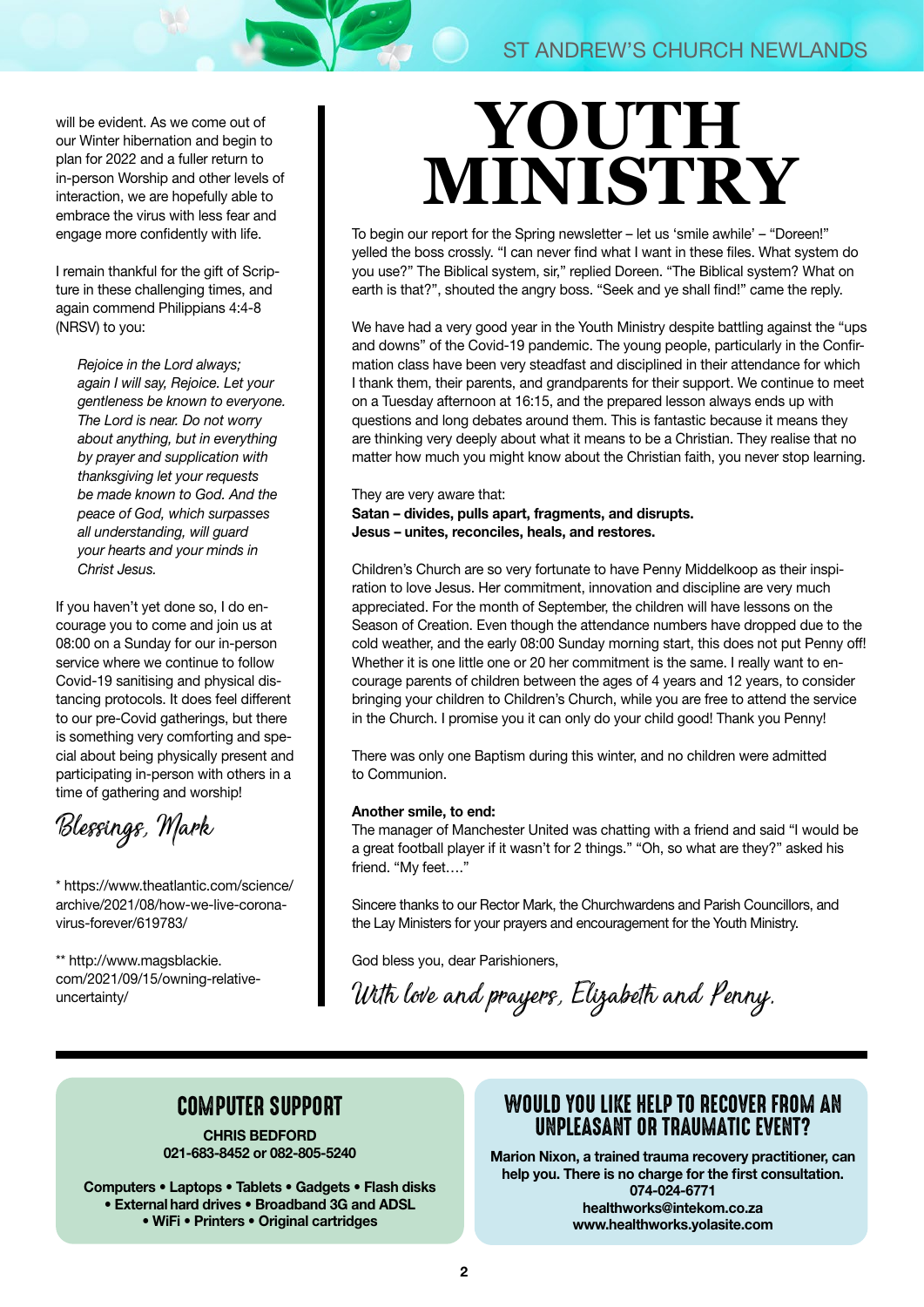will be evident. As we come out of our Winter hibernation and begin to plan for 2022 and a fuller return to in-person Worship and other levels of interaction, we are hopefully able to embrace the virus with less fear and engage more confidently with life.

I remain thankful for the gift of Scripture in these challenging times, and again commend Philippians 4:4-8 (NRSV) to you:

> *Rejoice in the Lord always; again I will say, Rejoice. Let your gentleness be known to everyone. The Lord is near. Do not worry about anything, but in everything by prayer and supplication with thanksgiving let your requests be made known to God. And the peace of God, which surpasses all understanding, will guard your hearts and your minds in Christ Jesus.*

If you haven't yet done so, I do encourage you to come and join us at 08:00 on a Sunday for our in-person service where we continue to follow Covid-19 sanitising and physical distancing protocols. It does feel different to our pre-Covid gatherings, but there is something very comforting and special about being physically present and participating in-person with others in a time of gathering and worship!

*Blessings, Mark*

* https://www.theatlantic.com/science/archive/2021/08/how-we-live-corona-virus-forever/619783/

** http://www.magsblackie.com/2021/09/15/owning-relative-uncertainty/

# YOUTH MINISTRY

To begin our report for the Spring newsletter – let us 'smile awhile' – "Doreen!" yelled the boss crossly. "I can never find what I want in these files. What system do you use?" The Biblical system, sir," replied Doreen. "The Biblical system? What on earth is that?", shouted the angry boss. "Seek and ye shall find!" came the reply.

We have had a very good year in the Youth Ministry despite battling against the "ups and downs" of the Covid-19 pandemic. The young people, particularly in the Confirmation class have been very steadfast and disciplined in their attendance for which I thank them, their parents, and grandparents for their support. We continue to meet on a Tuesday afternoon at 16:15, and the prepared lesson always ends up with questions and long debates around them. This is fantastic because it means they are thinking very deeply about what it means to be a Christian. They realise that no matter how much you might know about the Christian faith, you never stop learning.

They are very aware that:
**Satan – divides, pulls apart, fragments, and disrupts.**
**Jesus – unites, reconciles, heals, and restores.**

Children's Church are so very fortunate to have Penny Middelkoop as their inspiration to love Jesus. Her commitment, innovation and discipline are very much appreciated. For the month of September, the children will have lessons on the Season of Creation. Even though the attendance numbers have dropped due to the cold weather, and the early 08:00 Sunday morning start, this does not put Penny off! Whether it is one little one or 20 her commitment is the same. I really want to encourage parents of children between the ages of 4 years and 12 years, to consider bringing your children to Children's Church, while you are free to attend the service in the Church. I promise you it can only do your child good! Thank you Penny!

There was only one Baptism during this winter, and no children were admitted to Communion.

**Another smile, to end:**
The manager of Manchester United was chatting with a friend and said "I would be a great football player if it wasn't for 2 things." "Oh, so what are they?" asked his friend. "My feet…."

Sincere thanks to our Rector Mark, the Churchwardens and Parish Councillors, and the Lay Ministers for your prayers and encouragement for the Youth Ministry.

God bless you, dear Parishioners,

*With love and prayers, Elizabeth and Penny.*

---

## COMPUTER SUPPORT

**CHRIS BEDFORD**
**021-683-8452 or 082-805-5240**

**Computers • Laptops • Tablets • Gadgets • Flash disks • External hard drives • Broadband 3G and ADSL • WiFi • Printers • Original cartridges**

## WOULD YOU LIKE HELP TO RECOVER FROM AN UNPLEASANT OR TRAUMATIC EVENT?

**Marion Nixon, a trained trauma recovery practitioner, can help you. There is no charge for the first consultation.**
**074-024-6771**
**healthworks@intekom.co.za**
**www.healthworks.yolasite.com**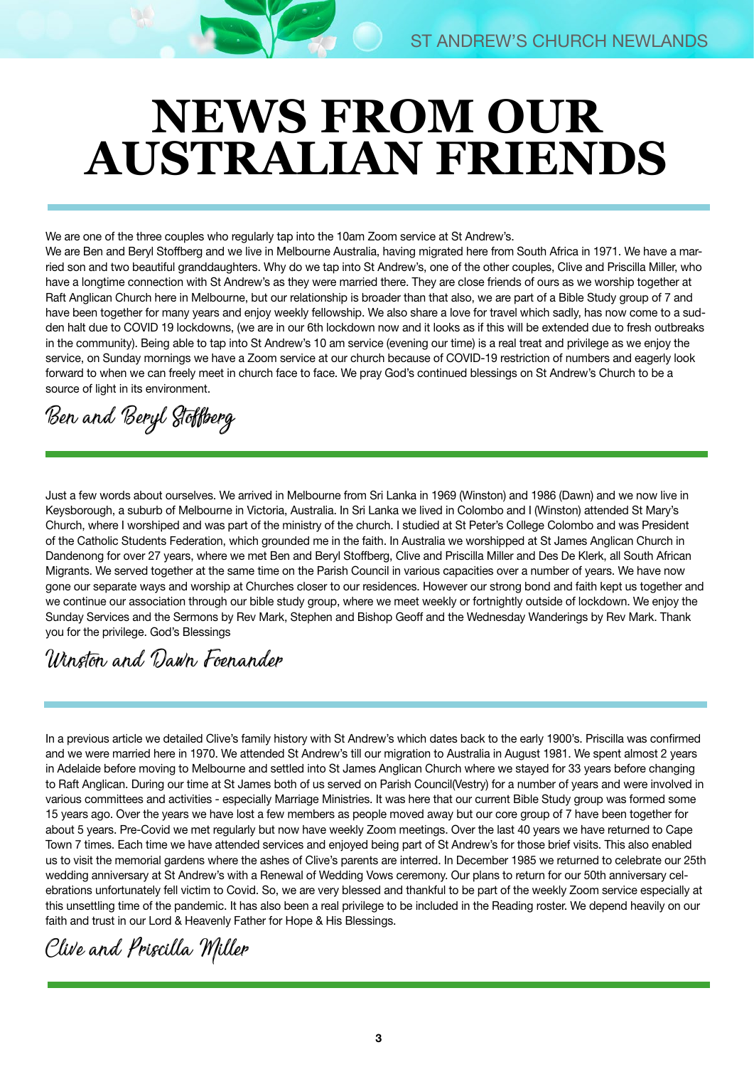# NEWS FROM OUR AUSTRALIAN FRIENDS

We are one of the three couples who regularly tap into the 10am Zoom service at St Andrew's.
We are Ben and Beryl Stoffberg and we live in Melbourne Australia, having migrated here from South Africa in 1971. We have a married son and two beautiful granddaughters. Why do we tap into St Andrew's, one of the other couples, Clive and Priscilla Miller, who have a longtime connection with St Andrew's as they were married there. They are close friends of ours as we worship together at Raft Anglican Church here in Melbourne, but our relationship is broader than that also, we are part of a Bible Study group of 7 and have been together for many years and enjoy weekly fellowship. We also share a love for travel which sadly, has now come to a sudden halt due to COVID 19 lockdowns, (we are in our 6th lockdown now and it looks as if this will be extended due to fresh outbreaks in the community). Being able to tap into St Andrew's 10 am service (evening our time) is a real treat and privilege as we enjoy the service, on Sunday mornings we have a Zoom service at our church because of COVID-19 restriction of numbers and eagerly look forward to when we can freely meet in church face to face. We pray God's continued blessings on St Andrew's Church to be a source of light in its environment.

*Ben and Beryl Stoffberg*

---

Just a few words about ourselves. We arrived in Melbourne from Sri Lanka in 1969 (Winston) and 1986 (Dawn) and we now live in Keysborough, a suburb of Melbourne in Victoria, Australia. In Sri Lanka we lived in Colombo and I (Winston) attended St Mary's Church, where I worshiped and was part of the ministry of the church. I studied at St Peter's College Colombo and was President of the Catholic Students Federation, which grounded me in the faith. In Australia we worshipped at St James Anglican Church in Dandenong for over 27 years, where we met Ben and Beryl Stoffberg, Clive and Priscilla Miller and Des De Klerk, all South African Migrants. We served together at the same time on the Parish Council in various capacities over a number of years. We have now gone our separate ways and worship at Churches closer to our residences. However our strong bond and faith kept us together and we continue our association through our bible study group, where we meet weekly or fortnightly outside of lockdown. We enjoy the Sunday Services and the Sermons by Rev Mark, Stephen and Bishop Geoff and the Wednesday Wanderings by Rev Mark. Thank you for the privilege. God's Blessings

*Winston and Dawn Foenander*

---

In a previous article we detailed Clive's family history with St Andrew's which dates back to the early 1900's. Priscilla was confirmed and we were married here in 1970. We attended St Andrew's till our migration to Australia in August 1981. We spent almost 2 years in Adelaide before moving to Melbourne and settled into St James Anglican Church where we stayed for 33 years before changing to Raft Anglican. During our time at St James both of us served on Parish Council(Vestry) for a number of years and were involved in various committees and activities - especially Marriage Ministries. It was here that our current Bible Study group was formed some 15 years ago. Over the years we have lost a few members as people moved away but our core group of 7 have been together for about 5 years. Pre-Covid we met regularly but now have weekly Zoom meetings. Over the last 40 years we have returned to Cape Town 7 times. Each time we have attended services and enjoyed being part of St Andrew's for those brief visits. This also enabled us to visit the memorial gardens where the ashes of Clive's parents are interred. In December 1985 we returned to celebrate our 25th wedding anniversary at St Andrew's with a Renewal of Wedding Vows ceremony. Our plans to return for our 50th anniversary celebrations unfortunately fell victim to Covid. So, we are very blessed and thankful to be part of the weekly Zoom service especially at this unsettling time of the pandemic. It has also been a real privilege to be included in the Reading roster. We depend heavily on our faith and trust in our Lord & Heavenly Father for Hope & His Blessings.

*Clive and Priscilla Miller*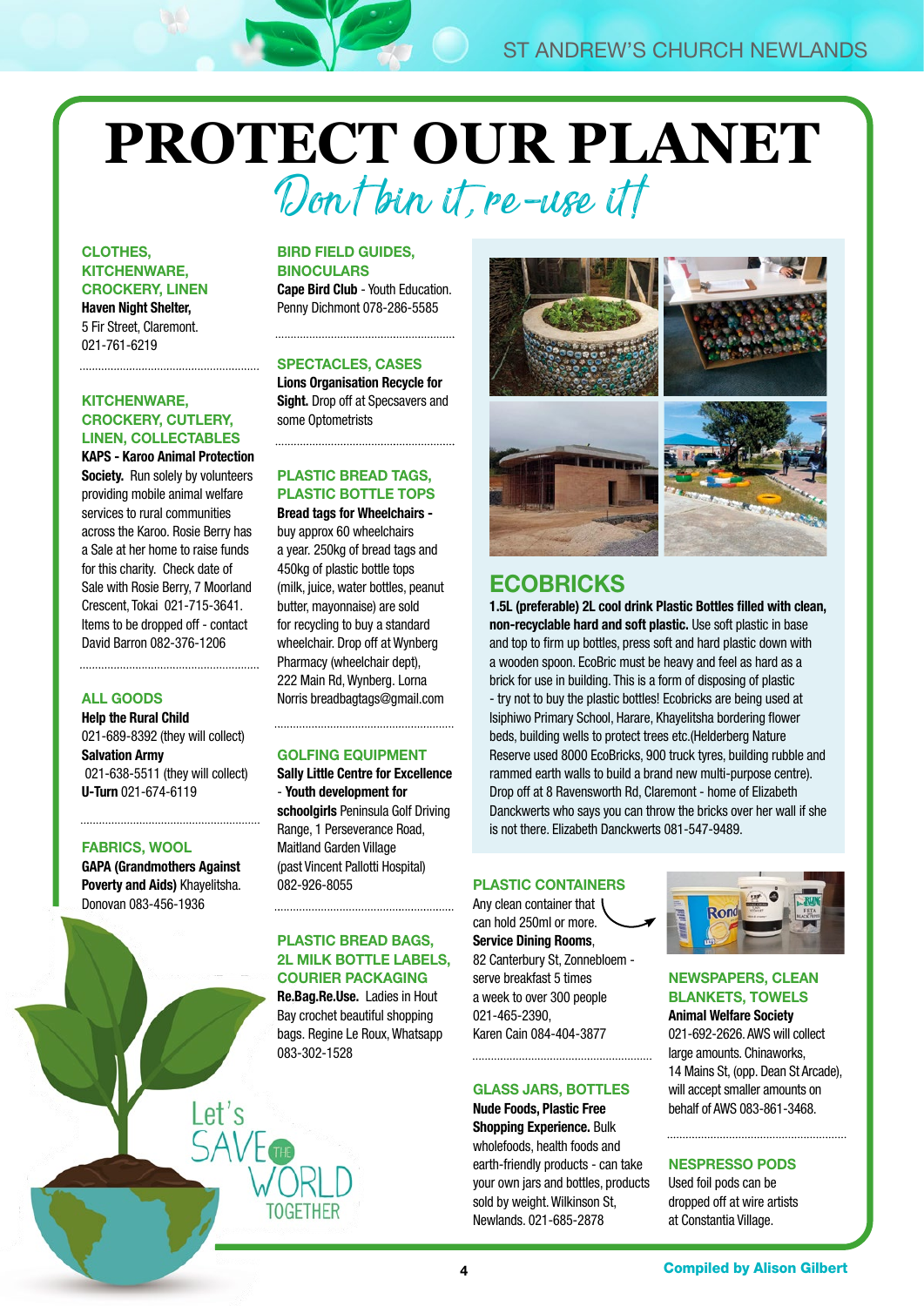# PROTECT OUR PLANET

*Don't bin it, re-use it!*

### CLOTHES, KITCHENWARE, CROCKERY, LINEN

**Haven Night Shelter,** 5 Fir Street, Claremont. 021-761-6219

### KITCHENWARE, CROCKERY, CUTLERY, LINEN, COLLECTABLES

**KAPS - Karoo Animal Protection Society.** Run solely by volunteers providing mobile animal welfare services to rural communities across the Karoo. Rosie Berry has a Sale at her home to raise funds for this charity. Check date of Sale with Rosie Berry, 7 Moorland Crescent, Tokai 021-715-3641. Items to be dropped off - contact David Barron 082-376-1206

### ALL GOODS

**Help the Rural Child** 021-689-8392 (they will collect)
**Salvation Army** 021-638-5511 (they will collect)
**U-Turn** 021-674-6119

### FABRICS, WOOL

**GAPA (Grandmothers Against Poverty and Aids)** Khayelitsha. Donovan 083-456-1936

### BIRD FIELD GUIDES, BINOCULARS

**Cape Bird Club** - Youth Education. Penny Dichmont 078-286-5585

### SPECTACLES, CASES

**Lions Organisation Recycle for Sight.** Drop off at Specsavers and some Optometrists

### PLASTIC BREAD TAGS, PLASTIC BOTTLE TOPS

**Bread tags for Wheelchairs -** buy approx 60 wheelchairs a year. 250kg of bread tags and 450kg of plastic bottle tops (milk, juice, water bottles, peanut butter, mayonnaise) are sold for recycling to buy a standard wheelchair. Drop off at Wynberg Pharmacy (wheelchair dept), 222 Main Rd, Wynberg. Lorna Norris breadbagtags@gmail.com

### GOLFING EQUIPMENT

**Sally Little Centre for Excellence - Youth development for schoolgirls** Peninsula Golf Driving Range, 1 Perseverance Road, Maitland Garden Village (past Vincent Pallotti Hospital) 082-926-8055

### PLASTIC BREAD BAGS, 2L MILK BOTTLE LABELS, COURIER PACKAGING

**Re.Bag.Re.Use.** Ladies in Hout Bay crochet beautiful shopping bags. Regine Le Roux, Whatsapp 083-302-1528

## ECOBRICKS

**1.5L (preferable) 2L cool drink Plastic Bottles filled with clean, non-recyclable hard and soft plastic.** Use soft plastic in base and top to firm up bottles, press soft and hard plastic down with a wooden spoon. EcoBric must be heavy and feel as hard as a brick for use in building. This is a form of disposing of plastic - try not to buy the plastic bottles! Ecobricks are being used at Isiphiwo Primary School, Harare, Khayelitsha bordering flower beds, building wells to protect trees etc.(Helderberg Nature Reserve used 8000 EcoBricks, 900 truck tyres, building rubble and rammed earth walls to build a brand new multi-purpose centre). Drop off at 8 Ravensworth Rd, Claremont - home of Elizabeth Danckwerts who says you can throw the bricks over her wall if she is not there. Elizabeth Danckwerts 081-547-9489.

### PLASTIC CONTAINERS

Any clean container that can hold 250ml or more.
**Service Dining Rooms**, 82 Canterbury St, Zonnebloem - serve breakfast 5 times a week to over 300 people 021-465-2390, Karen Cain 084-404-3877

### GLASS JARS, BOTTLES

**Nude Foods, Plastic Free Shopping Experience.** Bulk wholefoods, health foods and earth-friendly products - can take your own jars and bottles, products sold by weight. Wilkinson St, Newlands. 021-685-2878

### NEWSPAPERS, CLEAN BLANKETS, TOWELS

**Animal Welfare Society** 021-692-2626. AWS will collect large amounts. Chinaworks, 14 Mains St, (opp. Dean St Arcade), will accept smaller amounts on behalf of AWS 083-861-3468.

### NESPRESSO PODS

Used foil pods can be dropped off at wire artists at Constantia Village.

Let's SAVE THE WORLD TOGETHER

**Compiled by Alison Gilbert**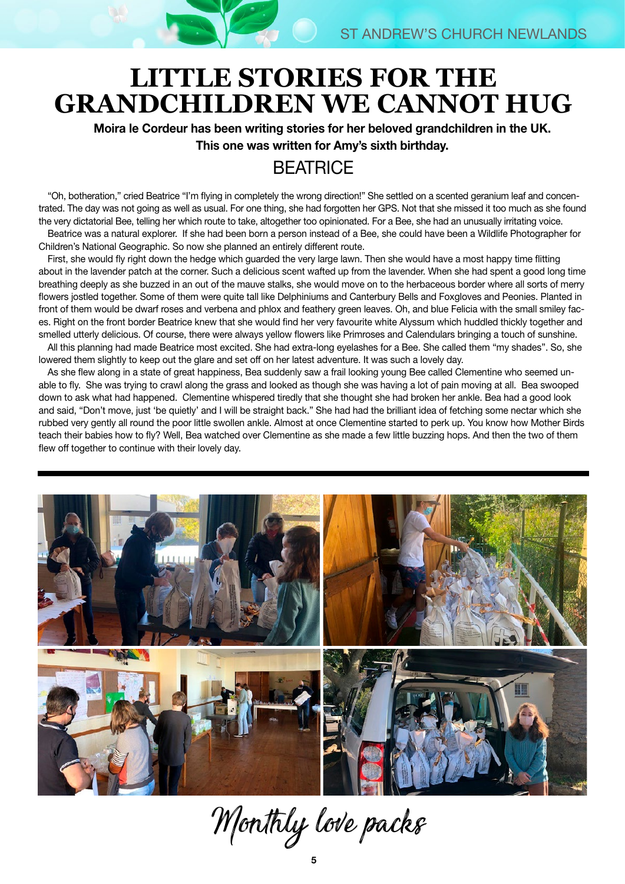# LITTLE STORIES FOR THE GRANDCHILDREN WE CANNOT HUG

**Moira le Cordeur has been writing stories for her beloved grandchildren in the UK. This one was written for Amy's sixth birthday.**

## BEATRICE

"Oh, botheration," cried Beatrice "I'm flying in completely the wrong direction!" She settled on a scented geranium leaf and concentrated. The day was not going as well as usual. For one thing, she had forgotten her GPS. Not that she missed it too much as she found the very dictatorial Bee, telling her which route to take, altogether too opinionated. For a Bee, she had an unusually irritating voice.

Beatrice was a natural explorer. If she had been born a person instead of a Bee, she could have been a Wildlife Photographer for Children's National Geographic. So now she planned an entirely different route.

First, she would fly right down the hedge which guarded the very large lawn. Then she would have a most happy time flitting about in the lavender patch at the corner. Such a delicious scent wafted up from the lavender. When she had spent a good long time breathing deeply as she buzzed in an out of the mauve stalks, she would move on to the herbaceous border where all sorts of merry flowers jostled together. Some of them were quite tall like Delphiniums and Canterbury Bells and Foxgloves and Peonies. Planted in front of them would be dwarf roses and verbena and phlox and feathery green leaves. Oh, and blue Felicia with the small smiley faces. Right on the front border Beatrice knew that she would find her very favourite white Alyssum which huddled thickly together and smelled utterly delicious. Of course, there were always yellow flowers like Primroses and Calendulars bringing a touch of sunshine.

All this planning had made Beatrice most excited. She had extra-long eyelashes for a Bee. She called them "my shades". So, she lowered them slightly to keep out the glare and set off on her latest adventure. It was such a lovely day.

As she flew along in a state of great happiness, Bea suddenly saw a frail looking young Bee called Clementine who seemed unable to fly. She was trying to crawl along the grass and looked as though she was having a lot of pain moving at all. Bea swooped down to ask what had happened. Clementine whispered tiredly that she thought she had broken her ankle. Bea had a good look and said, "Don't move, just 'be quietly' and I will be straight back." She had had the brilliant idea of fetching some nectar which she rubbed very gently all round the poor little swollen ankle. Almost at once Clementine started to perk up. You know how Mother Birds teach their babies how to fly? Well, Bea watched over Clementine as she made a few little buzzing hops. And then the two of them flew off together to continue with their lovely day.

---

*Monthly love packs*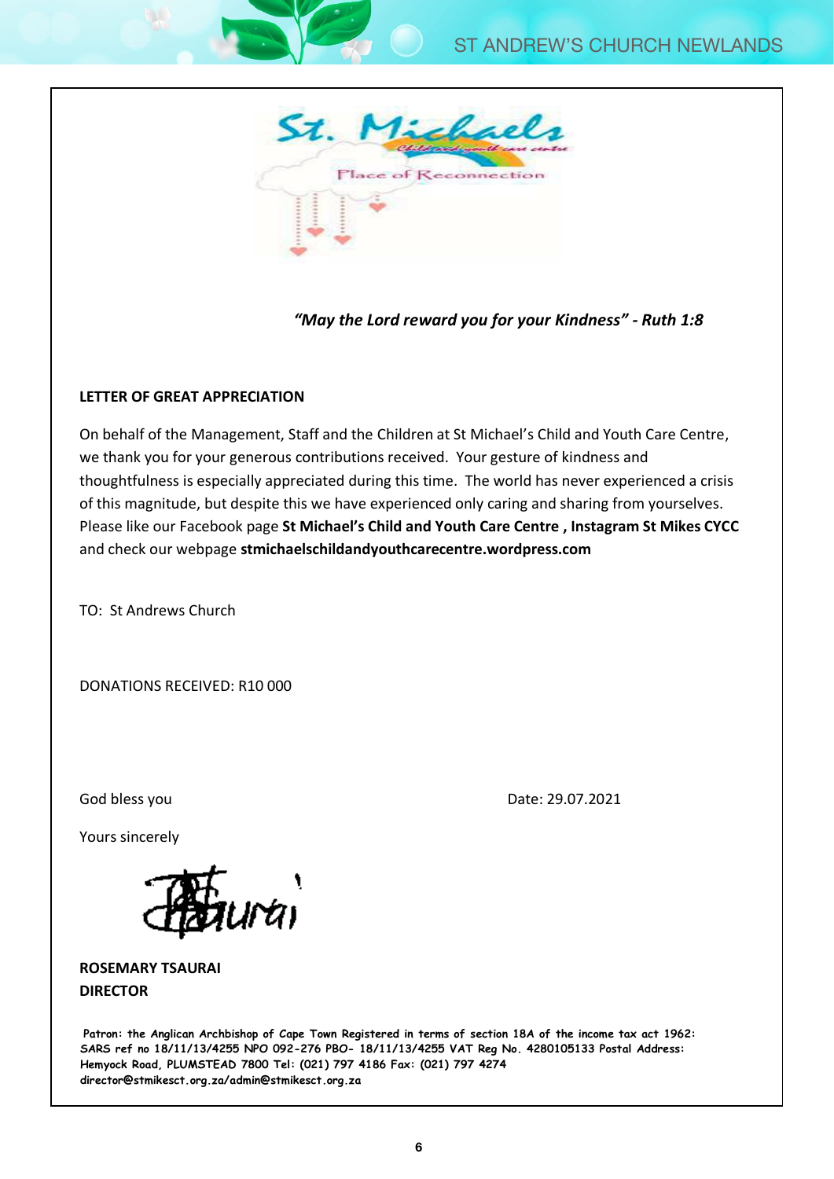St. Michaels

Child and youth care centre

Place of Reconnection

*"May the Lord reward you for your Kindness" - Ruth 1:8*

**LETTER OF GREAT APPRECIATION**

On behalf of the Management, Staff and the Children at St Michael's Child and Youth Care Centre, we thank you for your generous contributions received. Your gesture of kindness and thoughtfulness is especially appreciated during this time. The world has never experienced a crisis of this magnitude, but despite this we have experienced only caring and sharing from yourselves. Please like our Facebook page **St Michael's Child and Youth Care Centre , Instagram St Mikes CYCC** and check our webpage **stmichaelschildandyouthcarecentre.wordpress.com**

TO: St Andrews Church

DONATIONS RECEIVED: R10 000

God bless you

Date: 29.07.2021

Yours sincerely

**ROSEMARY TSAURAI**
**DIRECTOR**

**Patron: the Anglican Archbishop of Cape Town Registered in terms of section 18A of the income tax act 1962: SARS ref no 18/11/13/4255 NPO 092-276 PBO- 18/11/13/4255 VAT Reg No. 4280105133 Postal Address: Hemyock Road, PLUMSTEAD 7800 Tel: (021) 797 4186 Fax: (021) 797 4274 director@stmikesct.org.za/admin@stmikesct.org.za**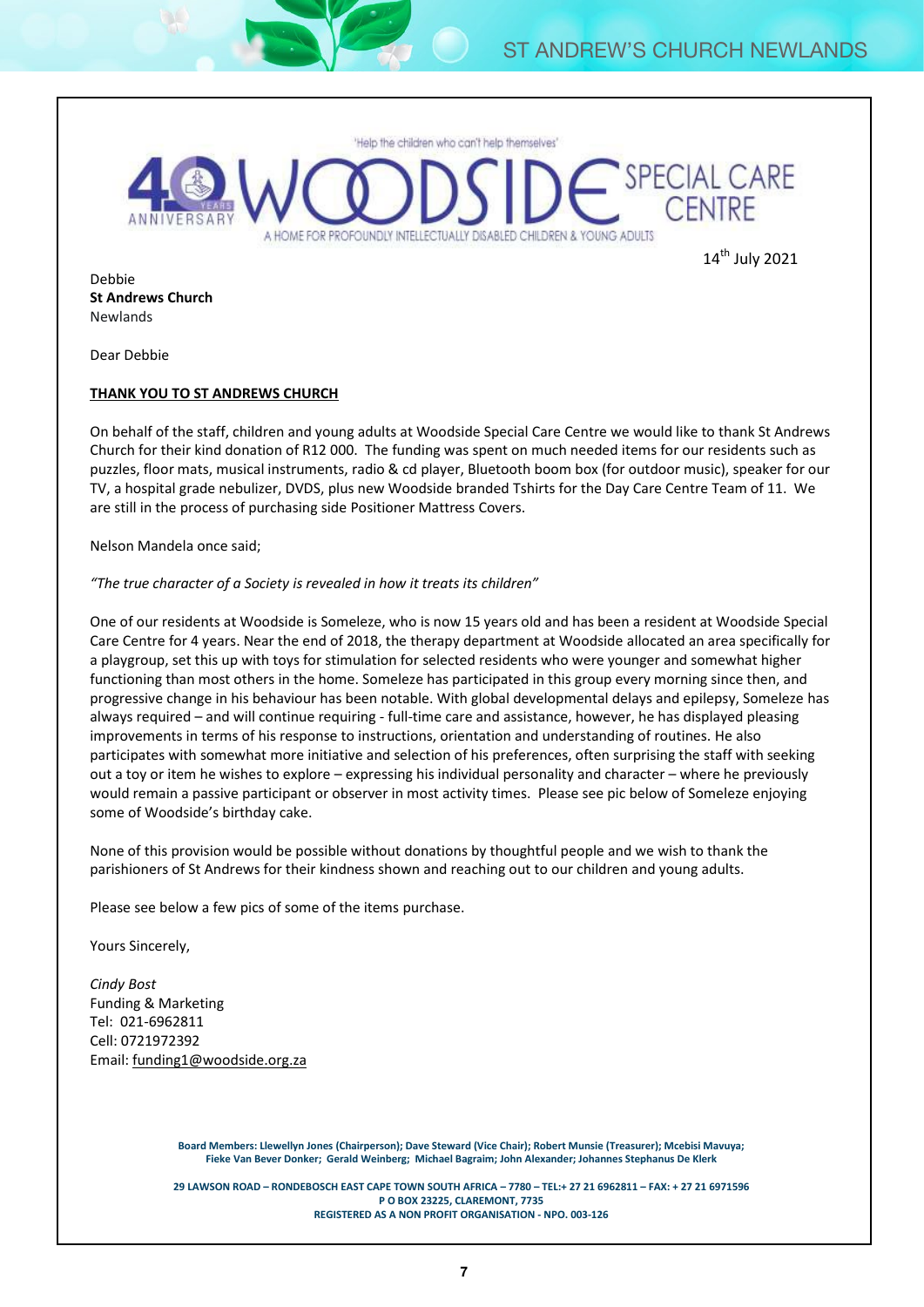'Help the children who can't help themselves'

40 YEARS ANNIVERSARY

# WOODSIDE SPECIAL CARE CENTRE

A HOME FOR PROFOUNDLY INTELLECTUALLY DISABLED CHILDREN & YOUNG ADULTS

14th July 2021

Debbie
**St Andrews Church**
Newlands

Dear Debbie

**THANK YOU TO ST ANDREWS CHURCH**

On behalf of the staff, children and young adults at Woodside Special Care Centre we would like to thank St Andrews Church for their kind donation of R12 000. The funding was spent on much needed items for our residents such as puzzles, floor mats, musical instruments, radio & cd player, Bluetooth boom box (for outdoor music), speaker for our TV, a hospital grade nebulizer, DVDS, plus new Woodside branded Tshirts for the Day Care Centre Team of 11. We are still in the process of purchasing side Positioner Mattress Covers.

Nelson Mandela once said;

*"The true character of a Society is revealed in how it treats its children"*

One of our residents at Woodside is Someleze, who is now 15 years old and has been a resident at Woodside Special Care Centre for 4 years. Near the end of 2018, the therapy department at Woodside allocated an area specifically for a playgroup, set this up with toys for stimulation for selected residents who were younger and somewhat higher functioning than most others in the home. Someleze has participated in this group every morning since then, and progressive change in his behaviour has been notable. With global developmental delays and epilepsy, Someleze has always required – and will continue requiring - full-time care and assistance, however, he has displayed pleasing improvements in terms of his response to instructions, orientation and understanding of routines. He also participates with somewhat more initiative and selection of his preferences, often surprising the staff with seeking out a toy or item he wishes to explore – expressing his individual personality and character – where he previously would remain a passive participant or observer in most activity times. Please see pic below of Someleze enjoying some of Woodside's birthday cake.

None of this provision would be possible without donations by thoughtful people and we wish to thank the parishioners of St Andrews for their kindness shown and reaching out to our children and young adults.

Please see below a few pics of some of the items purchase.

Yours Sincerely,

*Cindy Bost*
Funding & Marketing
Tel: 021-6962811
Cell: 0721972392
Email: funding1@woodside.org.za

**Board Members: Llewellyn Jones (Chairperson); Dave Steward (Vice Chair); Robert Munsie (Treasurer); Mcebisi Mavuya; Fieke Van Bever Donker; Gerald Weinberg; Michael Bagraim; John Alexander; Johannes Stephanus De Klerk**

**29 LAWSON ROAD – RONDEBOSCH EAST CAPE TOWN SOUTH AFRICA – 7780 – TEL:+ 27 21 6962811 – FAX: + 27 21 6971596**
**P O BOX 23225, CLAREMONT, 7735**
**REGISTERED AS A NON PROFIT ORGANISATION - NPO. 003-126**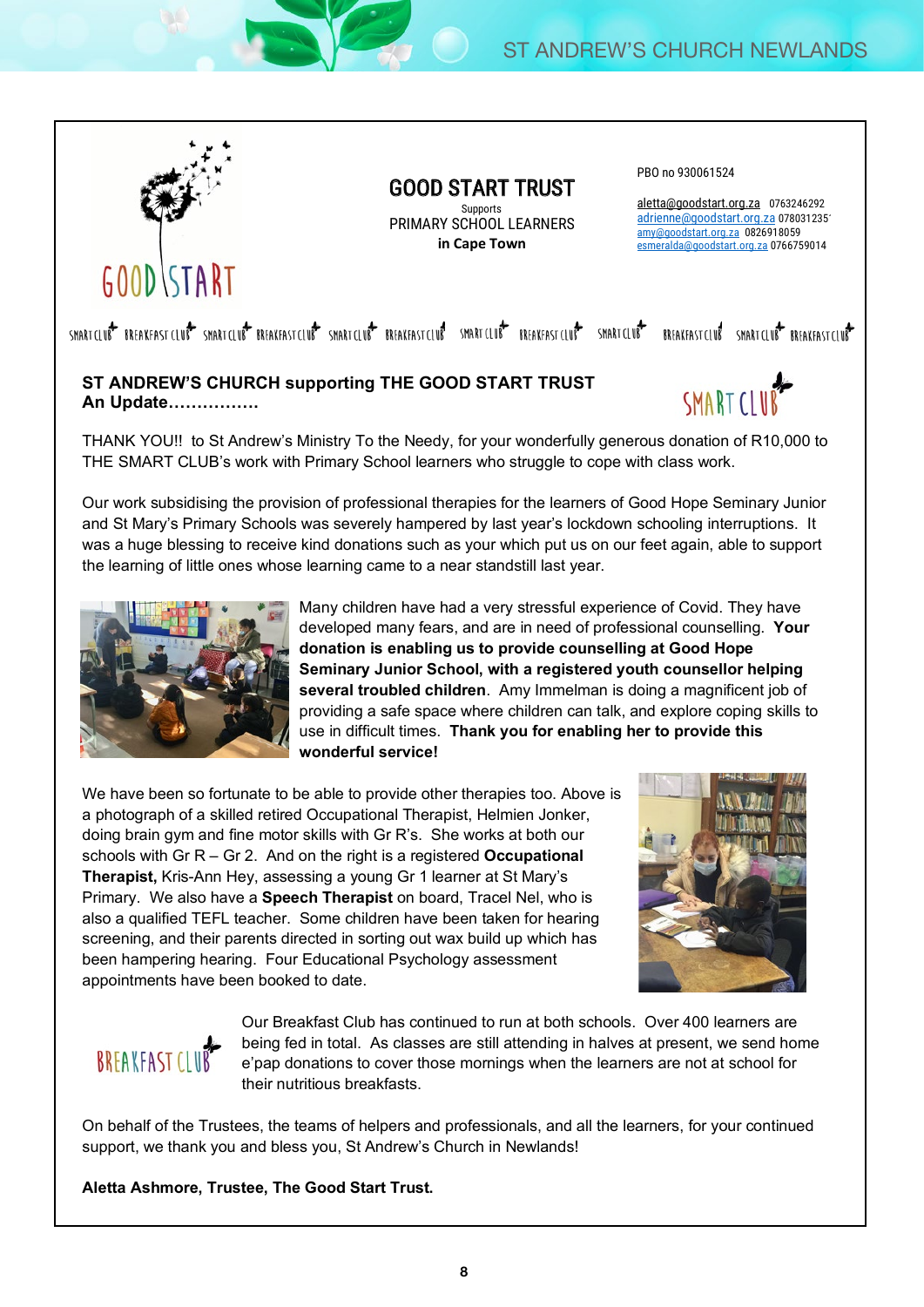GOOD START

# GOOD START TRUST

Supports
PRIMARY SCHOOL LEARNERS
**in Cape Town**

PBO no 930061524

aletta@goodstart.org.za 0763246292
adrienne@goodstart.org.za 078031235
amy@goodstart.org.za 0826918059
esmeralda@goodstart.org.za 0766759014

SMART CLUB BREAKFAST CLUB SMART CLUB BREAKFAST CLUB SMART CLUB BREAKFAST CLUB SMART CLUB BREAKFAST CLUB SMART CLUB BREAKFAST CLUB SMART CLUB BREAKFAST CLUB

## ST ANDREW'S CHURCH supporting THE GOOD START TRUST An Update…………….

SMART CLUB

THANK YOU!! to St Andrew's Ministry To the Needy, for your wonderfully generous donation of R10,000 to THE SMART CLUB's work with Primary School learners who struggle to cope with class work.

Our work subsidising the provision of professional therapies for the learners of Good Hope Seminary Junior and St Mary's Primary Schools was severely hampered by last year's lockdown schooling interruptions. It was a huge blessing to receive kind donations such as your which put us on our feet again, able to support the learning of little ones whose learning came to a near standstill last year.

Many children have had a very stressful experience of Covid. They have developed many fears, and are in need of professional counselling. **Your donation is enabling us to provide counselling at Good Hope Seminary Junior School, with a registered youth counsellor helping several troubled children**. Amy Immelman is doing a magnificent job of providing a safe space where children can talk, and explore coping skills to use in difficult times. **Thank you for enabling her to provide this wonderful service!**

We have been so fortunate to be able to provide other therapies too. Above is a photograph of a skilled retired Occupational Therapist, Helmien Jonker, doing brain gym and fine motor skills with Gr R's. She works at both our schools with Gr R – Gr 2. And on the right is a registered **Occupational Therapist,** Kris-Ann Hey, assessing a young Gr 1 learner at St Mary's Primary. We also have a **Speech Therapist** on board, Tracel Nel, who is also a qualified TEFL teacher. Some children have been taken for hearing screening, and their parents directed in sorting out wax build up which has been hampering hearing. Four Educational Psychology assessment appointments have been booked to date.

BREAKFAST CLUB

Our Breakfast Club has continued to run at both schools. Over 400 learners are being fed in total. As classes are still attending in halves at present, we send home e'pap donations to cover those mornings when the learners are not at school for their nutritious breakfasts.

On behalf of the Trustees, the teams of helpers and professionals, and all the learners, for your continued support, we thank you and bless you, St Andrew's Church in Newlands!

**Aletta Ashmore, Trustee, The Good Start Trust.**